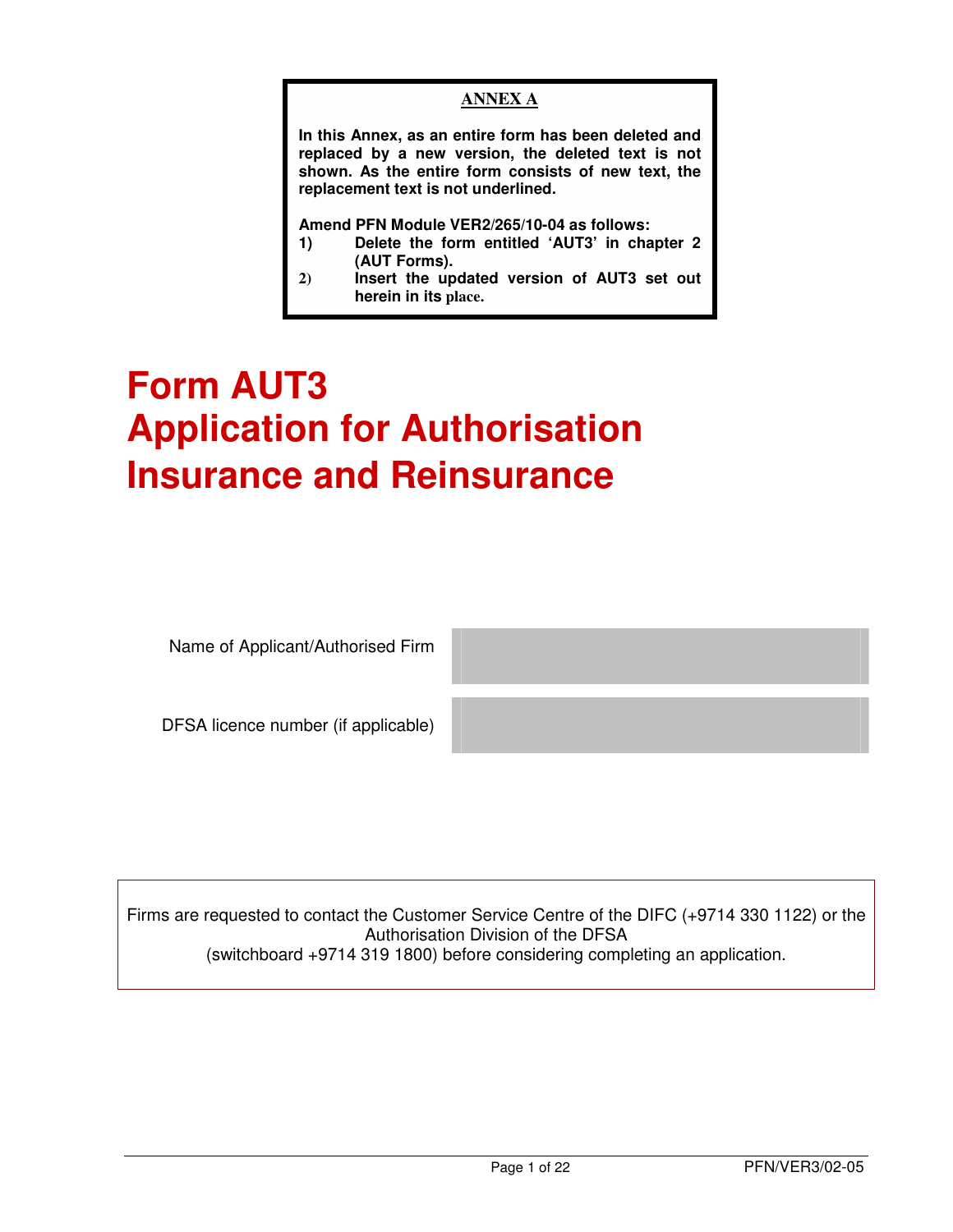**ANNEX A**

**In this Annex, as an entire form has been deleted and replaced by a new version, the deleted text is not shown. As the entire form consists of new text, the replacement text is not underlined.**

**Amend PFN Module VER2/265/10-04 as follows:**

1) **Delete the form entitled 'AUT3' in chapter 2 (AUT Forms).**
2) **Insert the updated version of AUT3 set out herein in its place.**

# Form AUT3
# Application for Authorisation
# Insurance and Reinsurance

| | |
|---|---|
| Name of Applicant/Authorised Firm | |
| DFSA licence number (if applicable) | |

Firms are requested to contact the Customer Service Centre of the DIFC (+9714 330 1122) or the Authorisation Division of the DFSA (switchboard +9714 319 1800) before considering completing an application.

PFN/VER3/02-05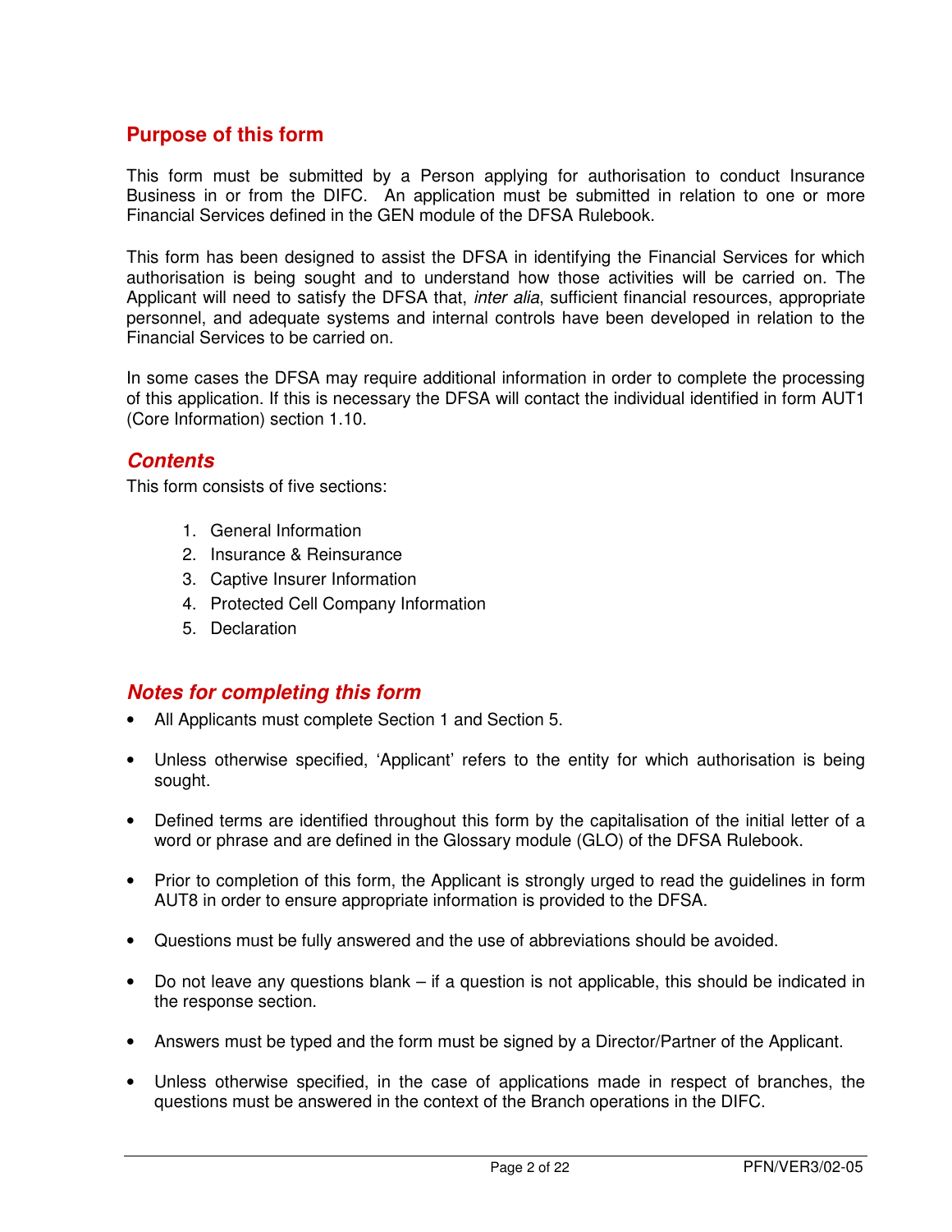## Purpose of this form

This form must be submitted by a Person applying for authorisation to conduct Insurance Business in or from the DIFC. An application must be submitted in relation to one or more Financial Services defined in the GEN module of the DFSA Rulebook.

This form has been designed to assist the DFSA in identifying the Financial Services for which authorisation is being sought and to understand how those activities will be carried on. The Applicant will need to satisfy the DFSA that, *inter alia*, sufficient financial resources, appropriate personnel, and adequate systems and internal controls have been developed in relation to the Financial Services to be carried on.

In some cases the DFSA may require additional information in order to complete the processing of this application. If this is necessary the DFSA will contact the individual identified in form AUT1 (Core Information) section 1.10.

### *Contents*

This form consists of five sections:

1. General Information
2. Insurance & Reinsurance
3. Captive Insurer Information
4. Protected Cell Company Information
5. Declaration

### *Notes for completing this form*

- All Applicants must complete Section 1 and Section 5.
- Unless otherwise specified, 'Applicant' refers to the entity for which authorisation is being sought.
- Defined terms are identified throughout this form by the capitalisation of the initial letter of a word or phrase and are defined in the Glossary module (GLO) of the DFSA Rulebook.
- Prior to completion of this form, the Applicant is strongly urged to read the guidelines in form AUT8 in order to ensure appropriate information is provided to the DFSA.
- Questions must be fully answered and the use of abbreviations should be avoided.
- Do not leave any questions blank – if a question is not applicable, this should be indicated in the response section.
- Answers must be typed and the form must be signed by a Director/Partner of the Applicant.
- Unless otherwise specified, in the case of applications made in respect of branches, the questions must be answered in the context of the Branch operations in the DIFC.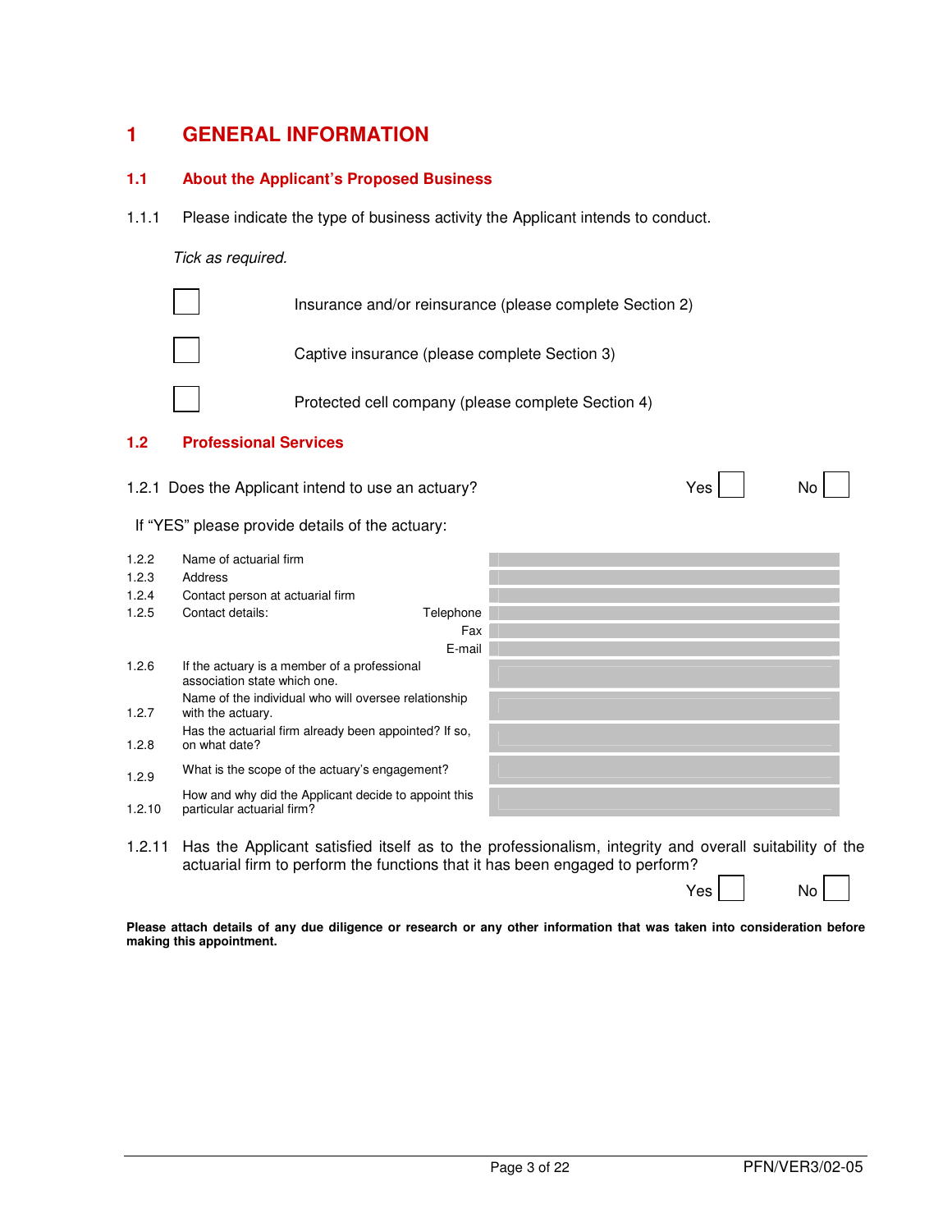# 1 GENERAL INFORMATION

## 1.1 About the Applicant's Proposed Business

1.1.1 Please indicate the type of business activity the Applicant intends to conduct.

*Tick as required.*

☐ Insurance and/or reinsurance (please complete Section 2)

☐ Captive insurance (please complete Section 3)

☐ Protected cell company (please complete Section 4)

## 1.2 Professional Services

1.2.1 Does the Applicant intend to use an actuary? Yes ☐ No ☐

If "YES" please provide details of the actuary:

| | | |
|---|---|---|
| 1.2.2 | Name of actuarial firm | |
| 1.2.3 | Address | |
| 1.2.4 | Contact person at actuarial firm | |
| 1.2.5 | Contact details: Telephone | |
| | Fax | |
| | E-mail | |
| 1.2.6 | If the actuary is a member of a professional association state which one. | |
| 1.2.7 | Name of the individual who will oversee relationship with the actuary. | |
| 1.2.8 | Has the actuarial firm already been appointed? If so, on what date? | |
| 1.2.9 | What is the scope of the actuary's engagement? | |
| 1.2.10 | How and why did the Applicant decide to appoint this particular actuarial firm? | |

1.2.11 Has the Applicant satisfied itself as to the professionalism, integrity and overall suitability of the actuarial firm to perform the functions that it has been engaged to perform?

Yes ☐ No ☐

**Please attach details of any due diligence or research or any other information that was taken into consideration before making this appointment.**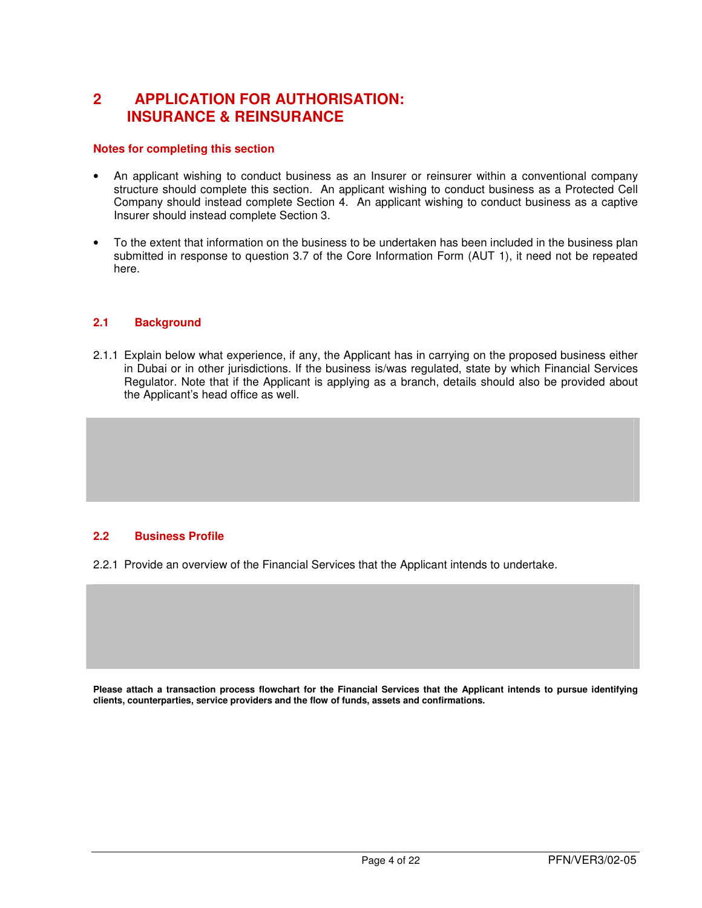# 2 APPLICATION FOR AUTHORISATION: INSURANCE & REINSURANCE

**Notes for completing this section**

- An applicant wishing to conduct business as an Insurer or reinsurer within a conventional company structure should complete this section. An applicant wishing to conduct business as a Protected Cell Company should instead complete Section 4. An applicant wishing to conduct business as a captive Insurer should instead complete Section 3.
- To the extent that information on the business to be undertaken has been included in the business plan submitted in response to question 3.7 of the Core Information Form (AUT 1), it need not be repeated here.

## 2.1 Background

2.1.1 Explain below what experience, if any, the Applicant has in carrying on the proposed business either in Dubai or in other jurisdictions. If the business is/was regulated, state by which Financial Services Regulator. Note that if the Applicant is applying as a branch, details should also be provided about the Applicant's head office as well.

## 2.2 Business Profile

2.2.1 Provide an overview of the Financial Services that the Applicant intends to undertake.

**Please attach a transaction process flowchart for the Financial Services that the Applicant intends to pursue identifying clients, counterparties, service providers and the flow of funds, assets and confirmations.**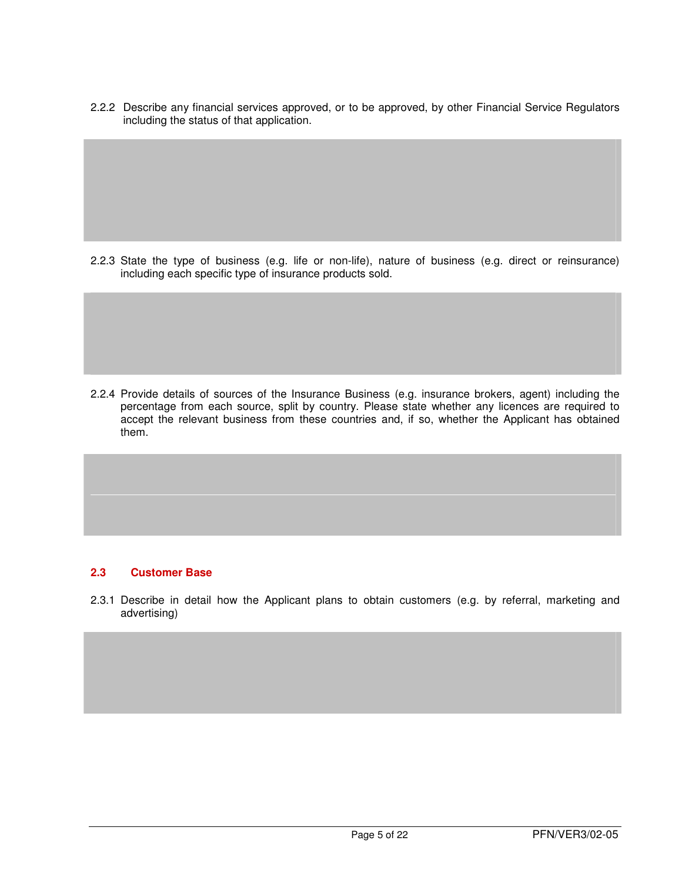2.2.2 Describe any financial services approved, or to be approved, by other Financial Service Regulators including the status of that application.

2.2.3 State the type of business (e.g. life or non-life), nature of business (e.g. direct or reinsurance) including each specific type of insurance products sold.

2.2.4 Provide details of sources of the Insurance Business (e.g. insurance brokers, agent) including the percentage from each source, split by country. Please state whether any licences are required to accept the relevant business from these countries and, if so, whether the Applicant has obtained them.

## 2.3 Customer Base

2.3.1 Describe in detail how the Applicant plans to obtain customers (e.g. by referral, marketing and advertising)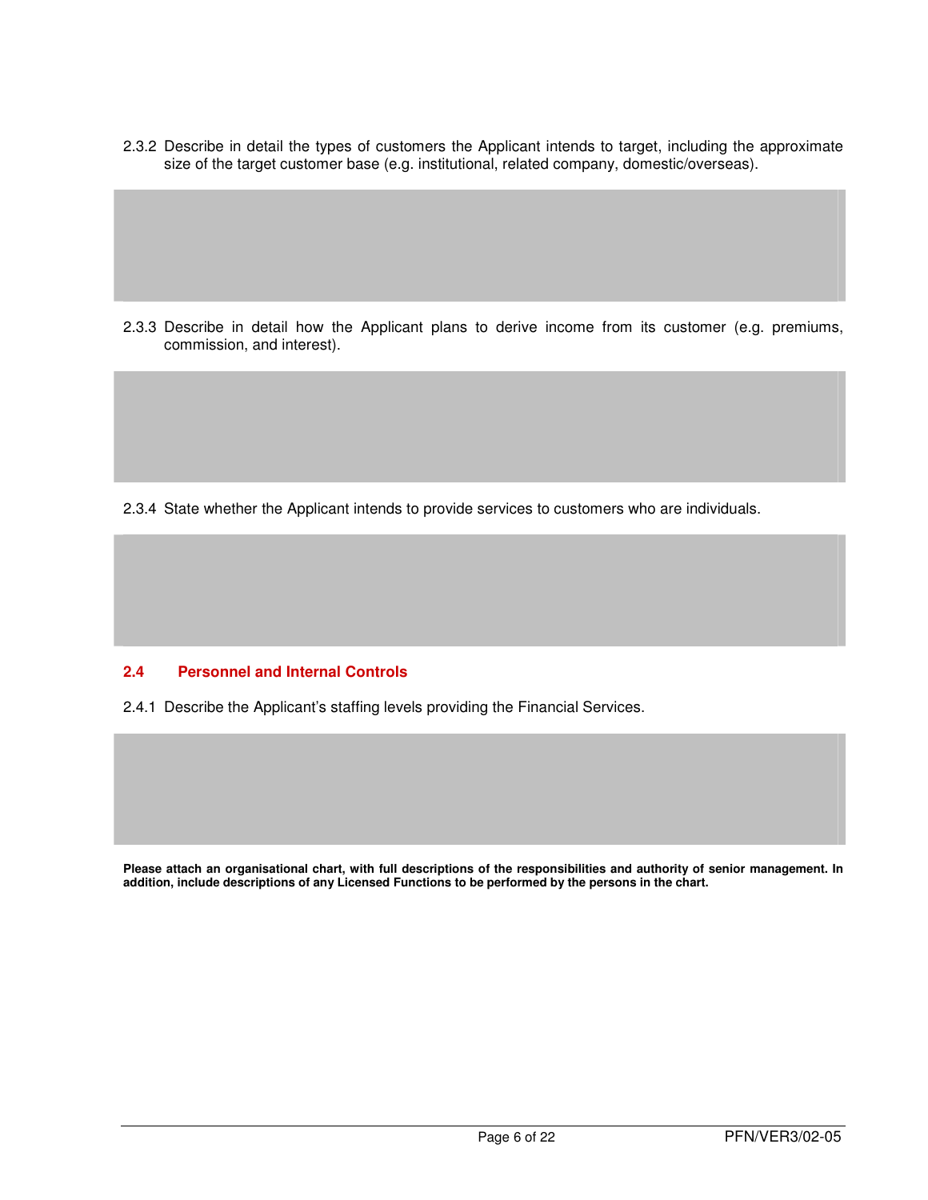2.3.2 Describe in detail the types of customers the Applicant intends to target, including the approximate size of the target customer base (e.g. institutional, related company, domestic/overseas).

2.3.3 Describe in detail how the Applicant plans to derive income from its customer (e.g. premiums, commission, and interest).

2.3.4 State whether the Applicant intends to provide services to customers who are individuals.

## 2.4 Personnel and Internal Controls

2.4.1 Describe the Applicant's staffing levels providing the Financial Services.

**Please attach an organisational chart, with full descriptions of the responsibilities and authority of senior management. In addition, include descriptions of any Licensed Functions to be performed by the persons in the chart.**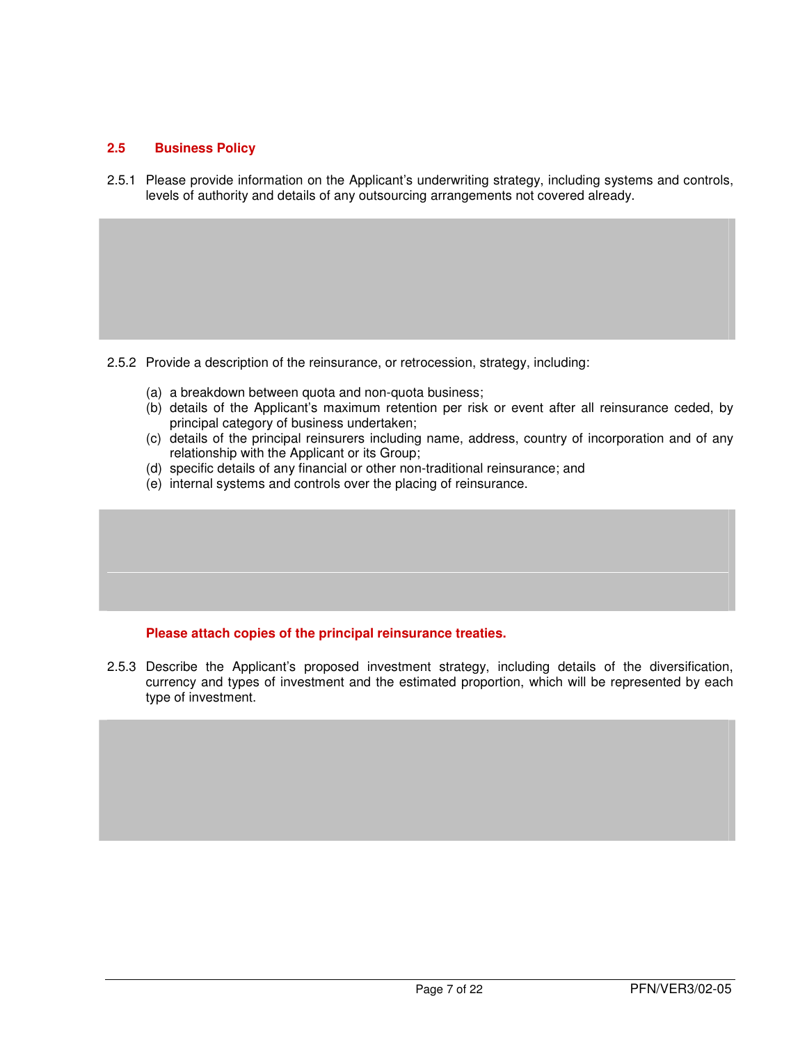## 2.5 Business Policy

2.5.1 Please provide information on the Applicant's underwriting strategy, including systems and controls, levels of authority and details of any outsourcing arrangements not covered already.

2.5.2 Provide a description of the reinsurance, or retrocession, strategy, including:

(a) a breakdown between quota and non-quota business;
(b) details of the Applicant's maximum retention per risk or event after all reinsurance ceded, by principal category of business undertaken;
(c) details of the principal reinsurers including name, address, country of incorporation and of any relationship with the Applicant or its Group;
(d) specific details of any financial or other non-traditional reinsurance; and
(e) internal systems and controls over the placing of reinsurance.

**Please attach copies of the principal reinsurance treaties.**

2.5.3 Describe the Applicant's proposed investment strategy, including details of the diversification, currency and types of investment and the estimated proportion, which will be represented by each type of investment.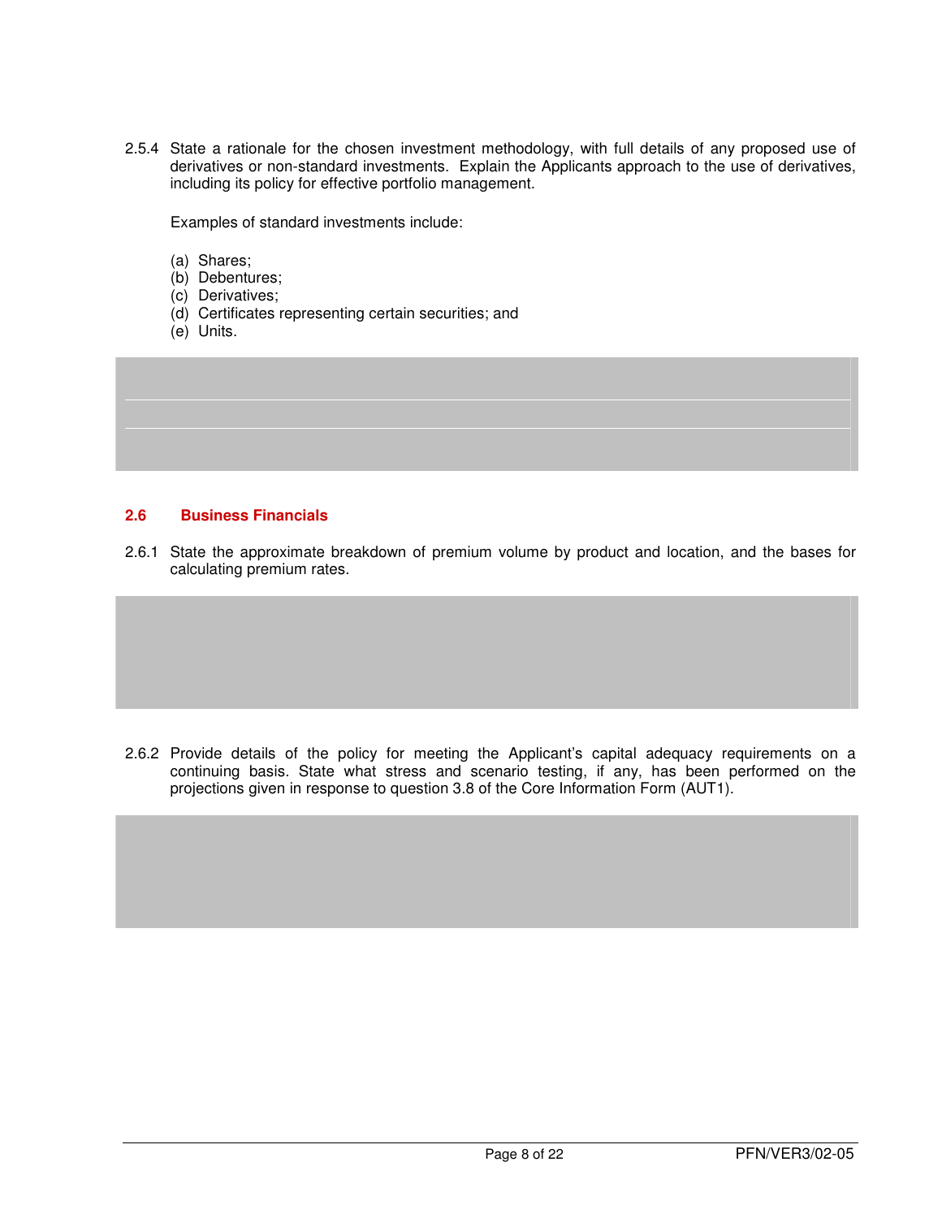2.5.4 State a rationale for the chosen investment methodology, with full details of any proposed use of derivatives or non-standard investments. Explain the Applicants approach to the use of derivatives, including its policy for effective portfolio management.

Examples of standard investments include:

(a) Shares;
(b) Debentures;
(c) Derivatives;
(d) Certificates representing certain securities; and
(e) Units.

## 2.6 Business Financials

2.6.1 State the approximate breakdown of premium volume by product and location, and the bases for calculating premium rates.

2.6.2 Provide details of the policy for meeting the Applicant's capital adequacy requirements on a continuing basis. State what stress and scenario testing, if any, has been performed on the projections given in response to question 3.8 of the Core Information Form (AUT1).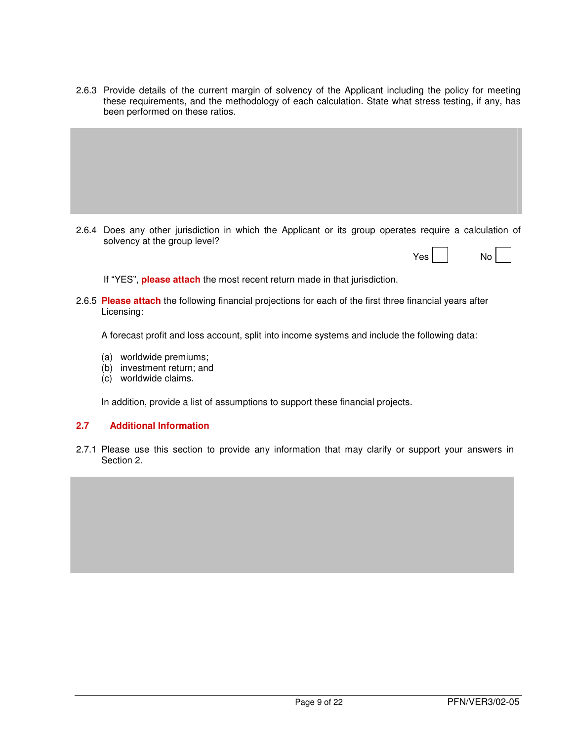2.6.3 Provide details of the current margin of solvency of the Applicant including the policy for meeting these requirements, and the methodology of each calculation. State what stress testing, if any, has been performed on these ratios.

2.6.4 Does any other jurisdiction in which the Applicant or its group operates require a calculation of solvency at the group level?

Yes ☐ No ☐

If "YES", **please attach** the most recent return made in that jurisdiction.

2.6.5 **Please attach** the following financial projections for each of the first three financial years after Licensing:

A forecast profit and loss account, split into income systems and include the following data:

(a) worldwide premiums;
(b) investment return; and
(c) worldwide claims.

In addition, provide a list of assumptions to support these financial projects.

### 2.7 Additional Information

2.7.1 Please use this section to provide any information that may clarify or support your answers in Section 2.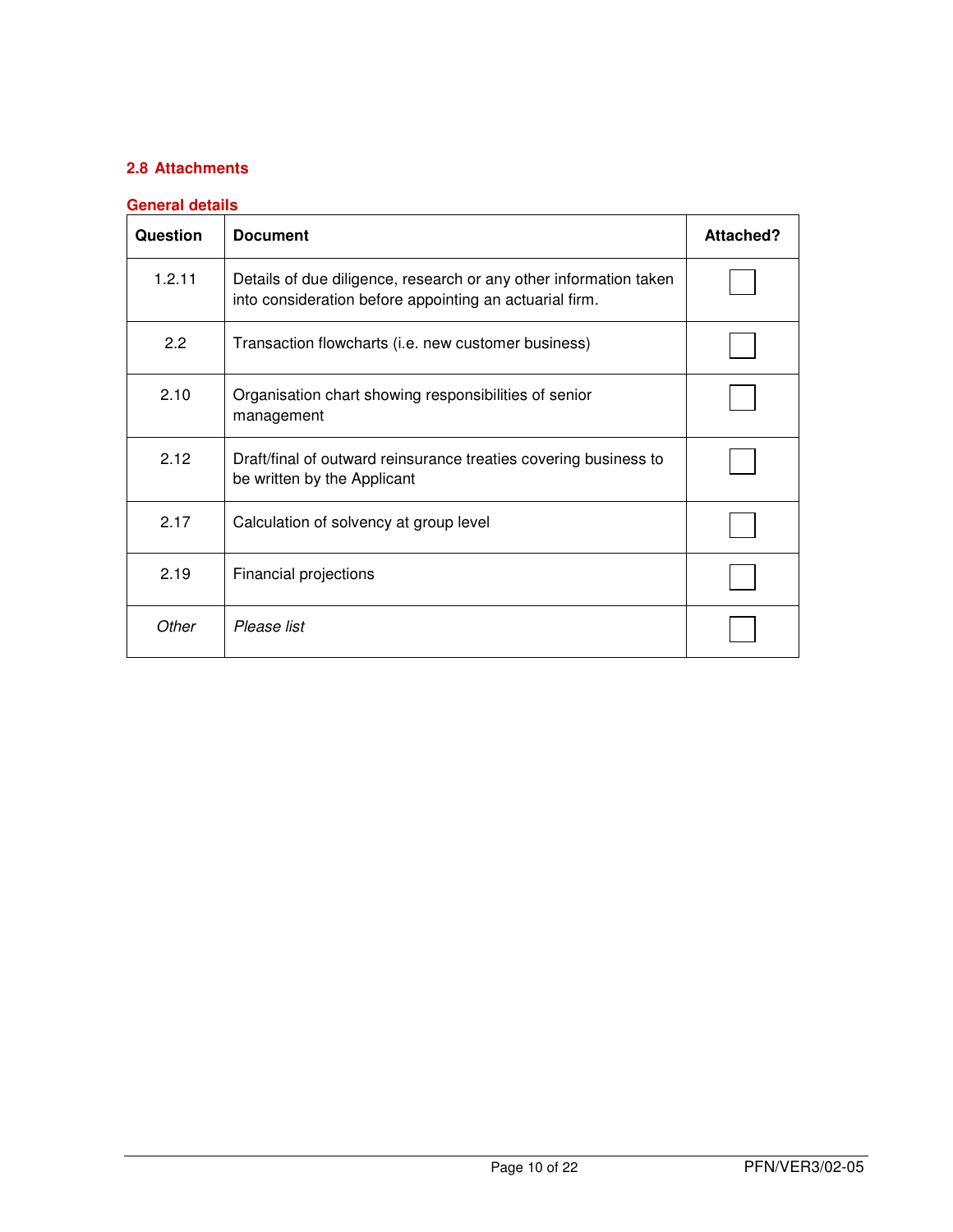## 2.8 Attachments

### General details

| Question | Document | Attached? |
|---|---|---|
| 1.2.11 | Details of due diligence, research or any other information taken into consideration before appointing an actuarial firm. | ☐ |
| 2.2 | Transaction flowcharts (i.e. new customer business) | ☐ |
| 2.10 | Organisation chart showing responsibilities of senior management | ☐ |
| 2.12 | Draft/final of outward reinsurance treaties covering business to be written by the Applicant | ☐ |
| 2.17 | Calculation of solvency at group level | ☐ |
| 2.19 | Financial projections | ☐ |
| *Other* | *Please list* | ☐ |

PFN/VER3/02-05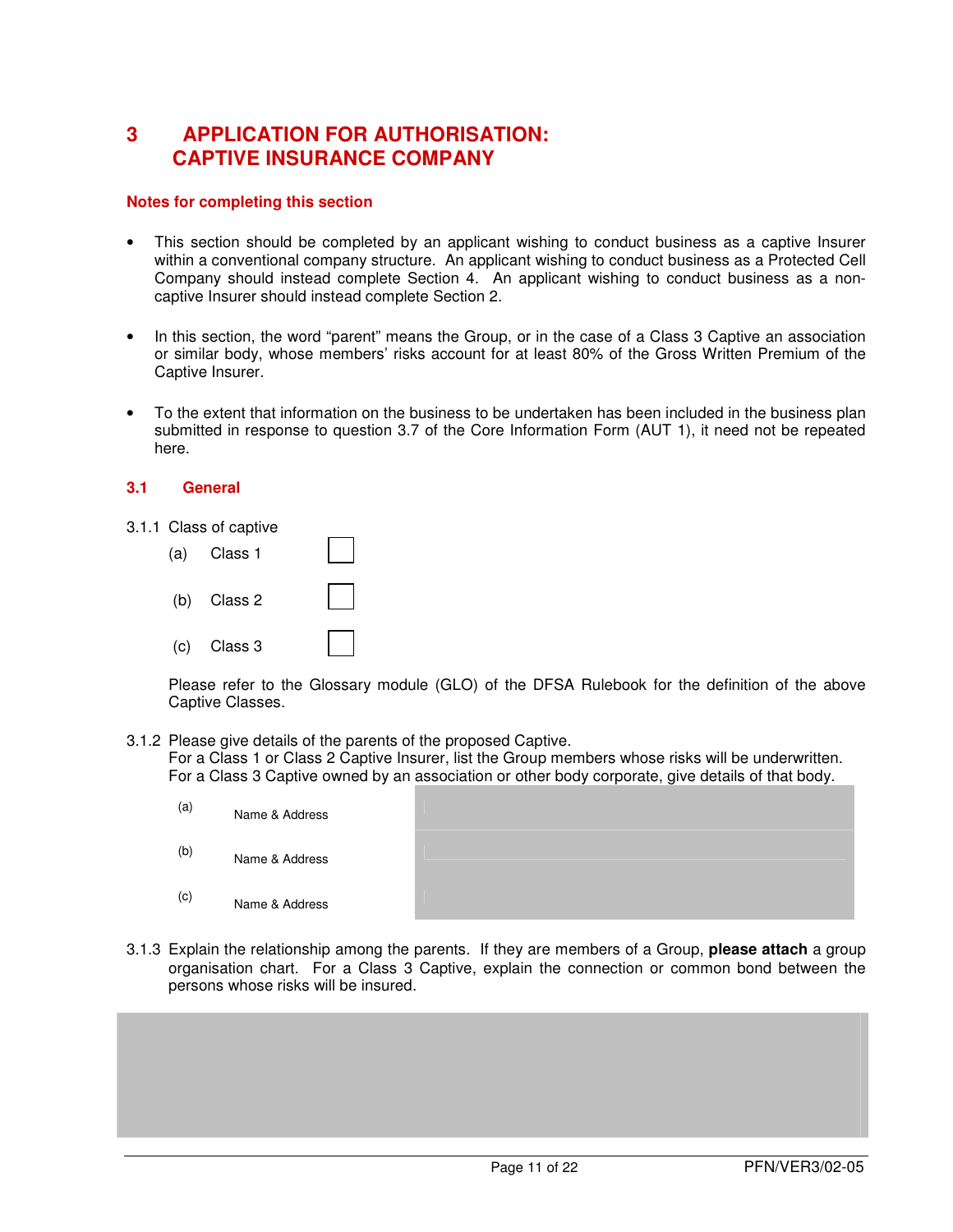# 3 APPLICATION FOR AUTHORISATION: CAPTIVE INSURANCE COMPANY

**Notes for completing this section**

- This section should be completed by an applicant wishing to conduct business as a captive Insurer within a conventional company structure. An applicant wishing to conduct business as a Protected Cell Company should instead complete Section 4. An applicant wishing to conduct business as a non-captive Insurer should instead complete Section 2.
- In this section, the word "parent" means the Group, or in the case of a Class 3 Captive an association or similar body, whose members' risks account for at least 80% of the Gross Written Premium of the Captive Insurer.
- To the extent that information on the business to be undertaken has been included in the business plan submitted in response to question 3.7 of the Core Information Form (AUT 1), it need not be repeated here.

## 3.1 General

3.1.1 Class of captive

(a) Class 1 ☐

(b) Class 2 ☐

(c) Class 3 ☐

Please refer to the Glossary module (GLO) of the DFSA Rulebook for the definition of the above Captive Classes.

3.1.2 Please give details of the parents of the proposed Captive.
For a Class 1 or Class 2 Captive Insurer, list the Group members whose risks will be underwritten.
For a Class 3 Captive owned by an association or other body corporate, give details of that body.

| | | |
|---|---|---|
| (a) | Name & Address | |
| (b) | Name & Address | |
| (c) | Name & Address | |

3.1.3 Explain the relationship among the parents. If they are members of a Group, **please attach** a group organisation chart. For a Class 3 Captive, explain the connection or common bond between the persons whose risks will be insured.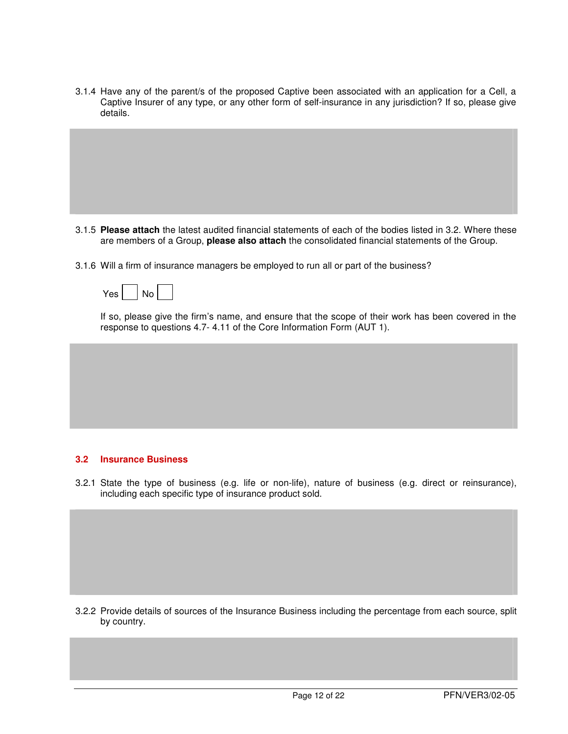3.1.4 Have any of the parent/s of the proposed Captive been associated with an application for a Cell, a Captive Insurer of any type, or any other form of self-insurance in any jurisdiction? If so, please give details.

3.1.5 **Please attach** the latest audited financial statements of each of the bodies listed in 3.2. Where these are members of a Group, **please also attach** the consolidated financial statements of the Group.

3.1.6 Will a firm of insurance managers be employed to run all or part of the business?

Yes ☐ No ☐

If so, please give the firm's name, and ensure that the scope of their work has been covered in the response to questions 4.7- 4.11 of the Core Information Form (AUT 1).

### 3.2 Insurance Business

3.2.1 State the type of business (e.g. life or non-life), nature of business (e.g. direct or reinsurance), including each specific type of insurance product sold.

3.2.2 Provide details of sources of the Insurance Business including the percentage from each source, split by country.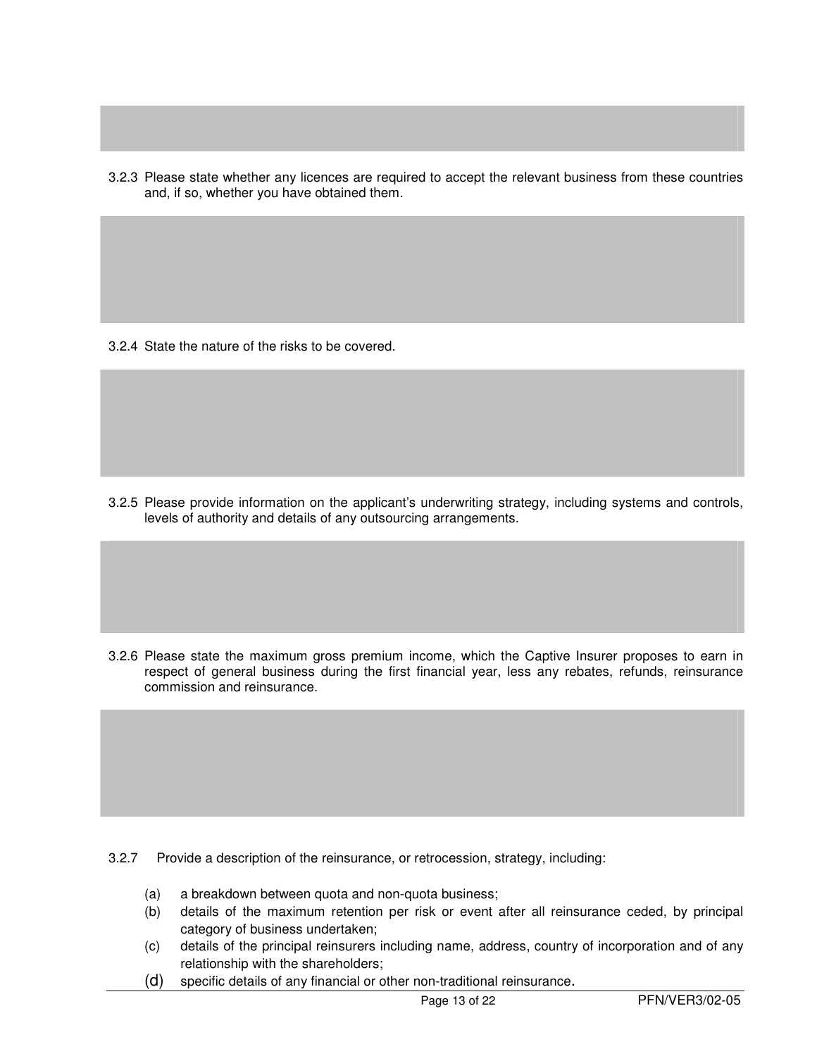3.2.3 Please state whether any licences are required to accept the relevant business from these countries and, if so, whether you have obtained them.

3.2.4 State the nature of the risks to be covered.

3.2.5 Please provide information on the applicant's underwriting strategy, including systems and controls, levels of authority and details of any outsourcing arrangements.

3.2.6 Please state the maximum gross premium income, which the Captive Insurer proposes to earn in respect of general business during the first financial year, less any rebates, refunds, reinsurance commission and reinsurance.

3.2.7 Provide a description of the reinsurance, or retrocession, strategy, including:

(a) a breakdown between quota and non-quota business;

(b) details of the maximum retention per risk or event after all reinsurance ceded, by principal category of business undertaken;

(c) details of the principal reinsurers including name, address, country of incorporation and of any relationship with the shareholders;

(d) specific details of any financial or other non-traditional reinsurance.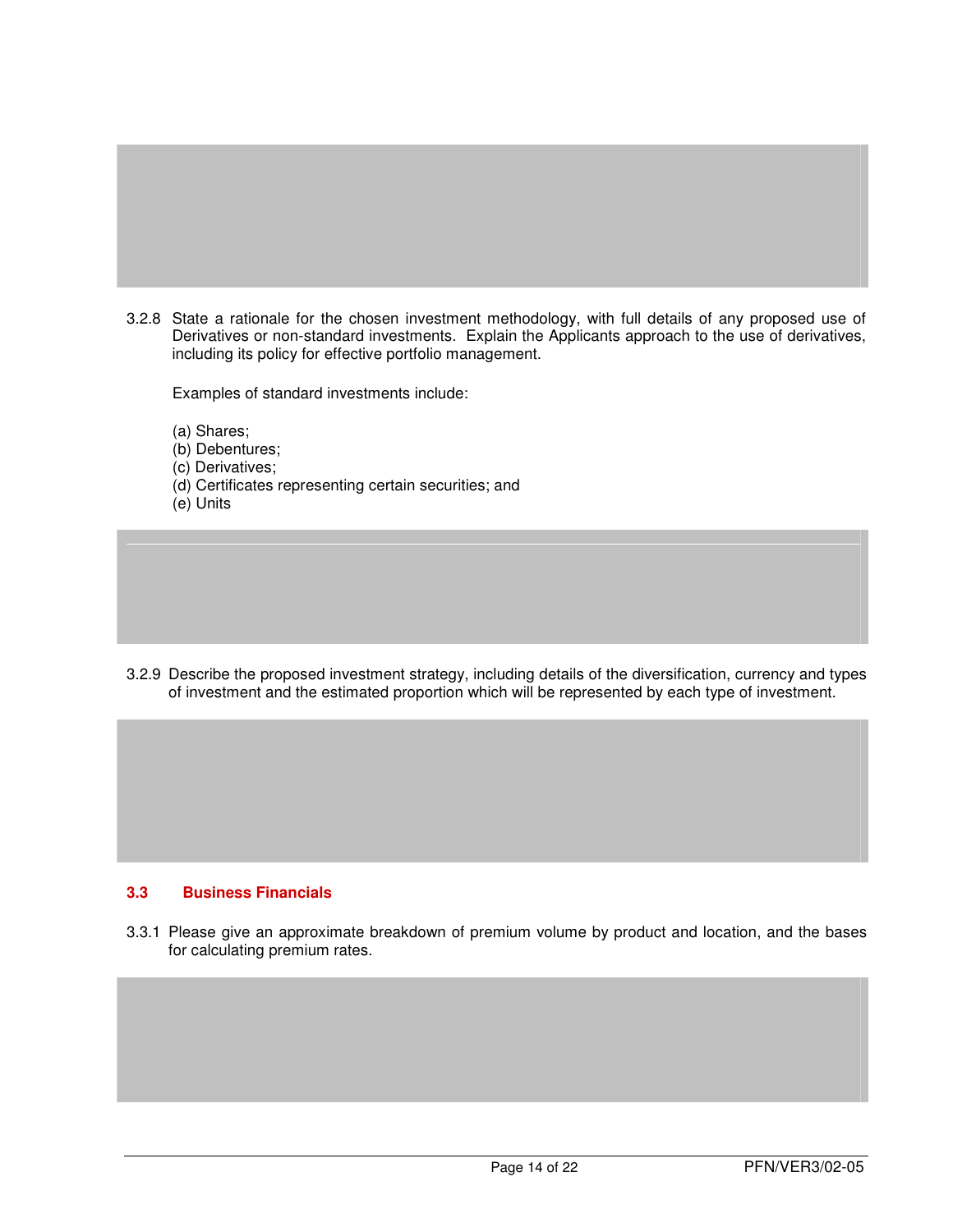3.2.8 State a rationale for the chosen investment methodology, with full details of any proposed use of Derivatives or non-standard investments. Explain the Applicants approach to the use of derivatives, including its policy for effective portfolio management.

Examples of standard investments include:

(a) Shares;
(b) Debentures;
(c) Derivatives;
(d) Certificates representing certain securities; and
(e) Units

3.2.9 Describe the proposed investment strategy, including details of the diversification, currency and types of investment and the estimated proportion which will be represented by each type of investment.

### 3.3 Business Financials

3.3.1 Please give an approximate breakdown of premium volume by product and location, and the bases for calculating premium rates.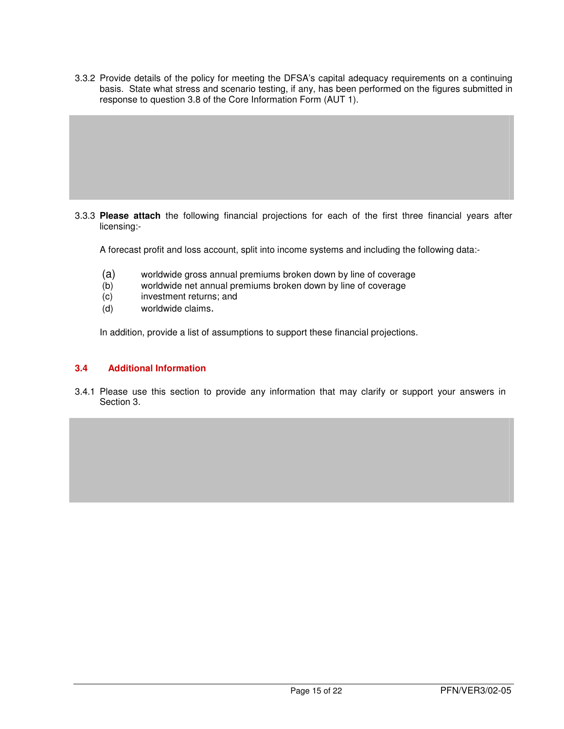3.3.2 Provide details of the policy for meeting the DFSA's capital adequacy requirements on a continuing basis. State what stress and scenario testing, if any, has been performed on the figures submitted in response to question 3.8 of the Core Information Form (AUT 1).

3.3.3 **Please attach** the following financial projections for each of the first three financial years after licensing:-

A forecast profit and loss account, split into income systems and including the following data:-

(a) worldwide gross annual premiums broken down by line of coverage
(b) worldwide net annual premiums broken down by line of coverage
(c) investment returns; and
(d) worldwide claims.

In addition, provide a list of assumptions to support these financial projections.

### 3.4 Additional Information

3.4.1 Please use this section to provide any information that may clarify or support your answers in Section 3.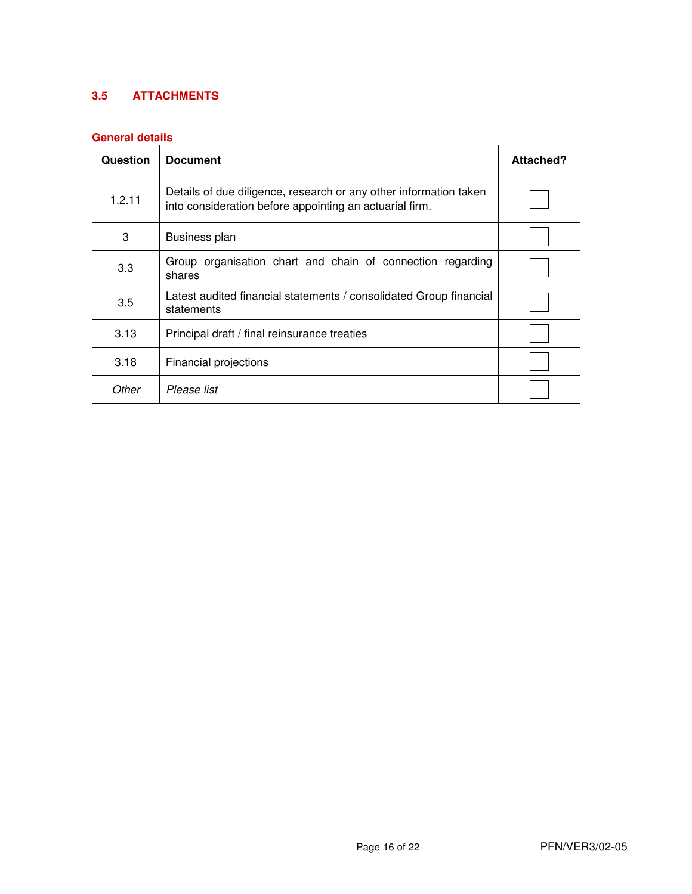## 3.5 ATTACHMENTS

### General details

| Question | Document | Attached? |
|---|---|---|
| 1.2.11 | Details of due diligence, research or any other information taken into consideration before appointing an actuarial firm. | ☐ |
| 3 | Business plan | ☐ |
| 3.3 | Group organisation chart and chain of connection regarding shares | ☐ |
| 3.5 | Latest audited financial statements / consolidated Group financial statements | ☐ |
| 3.13 | Principal draft / final reinsurance treaties | ☐ |
| 3.18 | Financial projections | ☐ |
| *Other* | *Please list* | ☐ |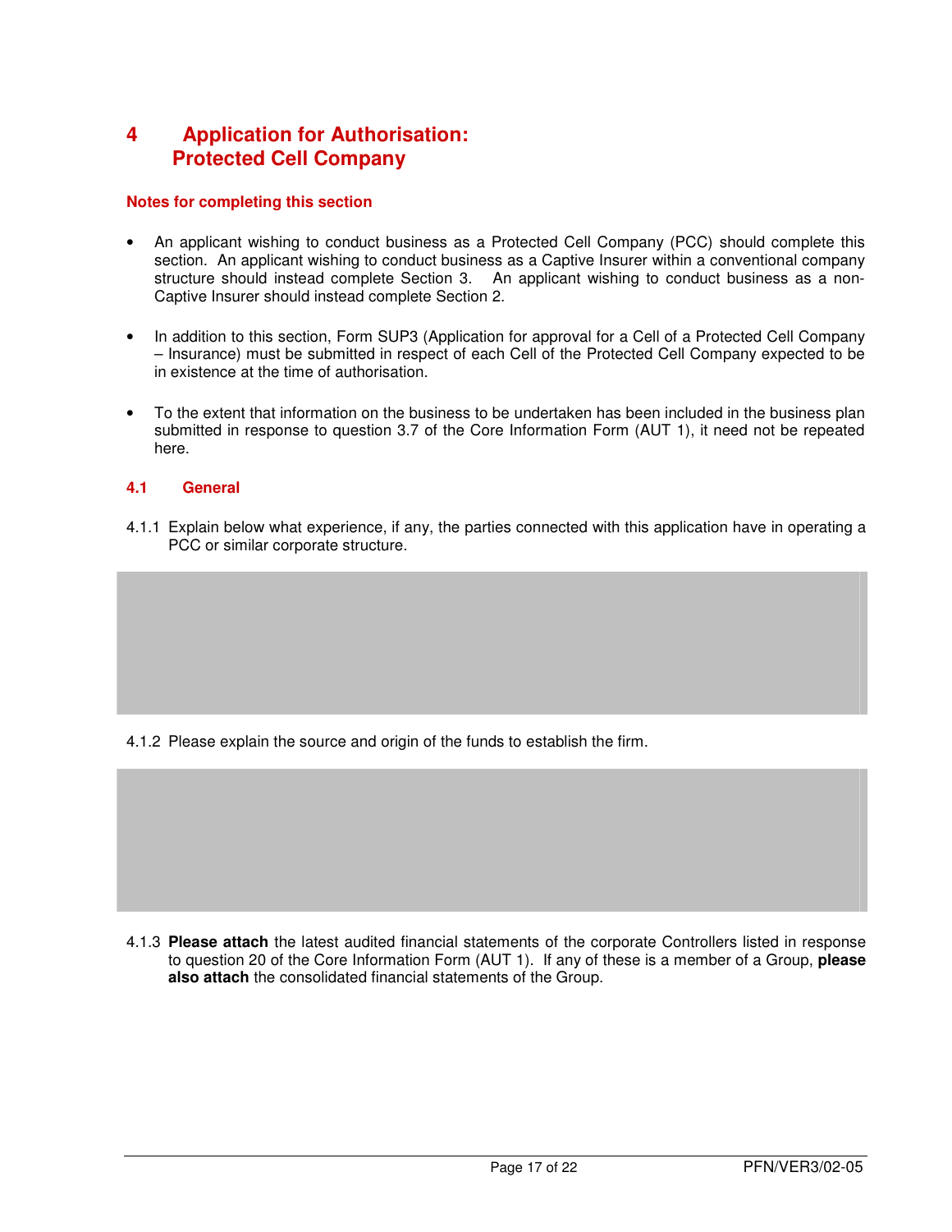# 4 Application for Authorisation: Protected Cell Company

**Notes for completing this section**

- An applicant wishing to conduct business as a Protected Cell Company (PCC) should complete this section. An applicant wishing to conduct business as a Captive Insurer within a conventional company structure should instead complete Section 3. An applicant wishing to conduct business as a non-Captive Insurer should instead complete Section 2.
- In addition to this section, Form SUP3 (Application for approval for a Cell of a Protected Cell Company – Insurance) must be submitted in respect of each Cell of the Protected Cell Company expected to be in existence at the time of authorisation.
- To the extent that information on the business to be undertaken has been included in the business plan submitted in response to question 3.7 of the Core Information Form (AUT 1), it need not be repeated here.

## 4.1 General

4.1.1 Explain below what experience, if any, the parties connected with this application have in operating a PCC or similar corporate structure.

4.1.2 Please explain the source and origin of the funds to establish the firm.

4.1.3 **Please attach** the latest audited financial statements of the corporate Controllers listed in response to question 20 of the Core Information Form (AUT 1). If any of these is a member of a Group, **please also attach** the consolidated financial statements of the Group.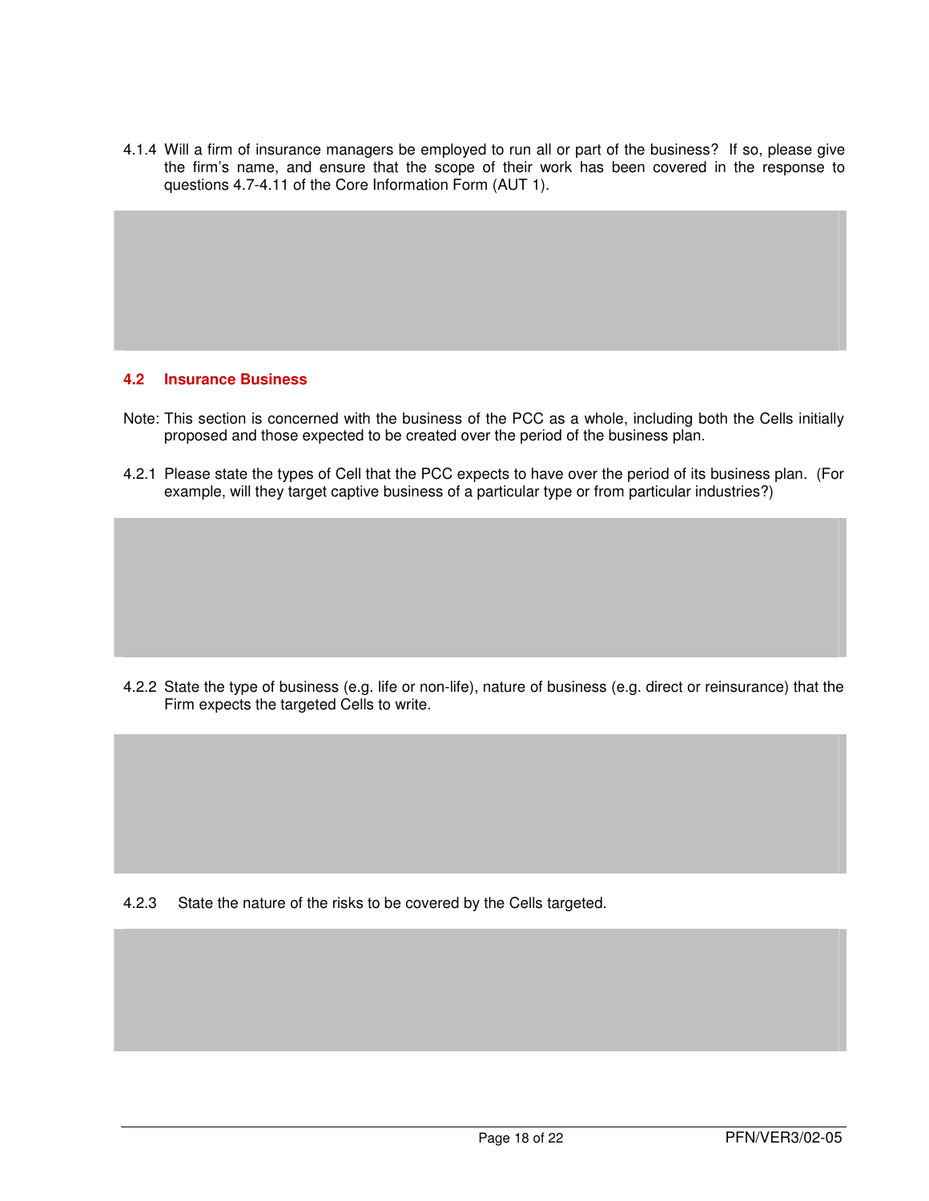4.1.4 Will a firm of insurance managers be employed to run all or part of the business? If so, please give the firm's name, and ensure that the scope of their work has been covered in the response to questions 4.7-4.11 of the Core Information Form (AUT 1).

## 4.2 Insurance Business

Note: This section is concerned with the business of the PCC as a whole, including both the Cells initially proposed and those expected to be created over the period of the business plan.

4.2.1 Please state the types of Cell that the PCC expects to have over the period of its business plan. (For example, will they target captive business of a particular type or from particular industries?)

4.2.2 State the type of business (e.g. life or non-life), nature of business (e.g. direct or reinsurance) that the Firm expects the targeted Cells to write.

4.2.3 State the nature of the risks to be covered by the Cells targeted.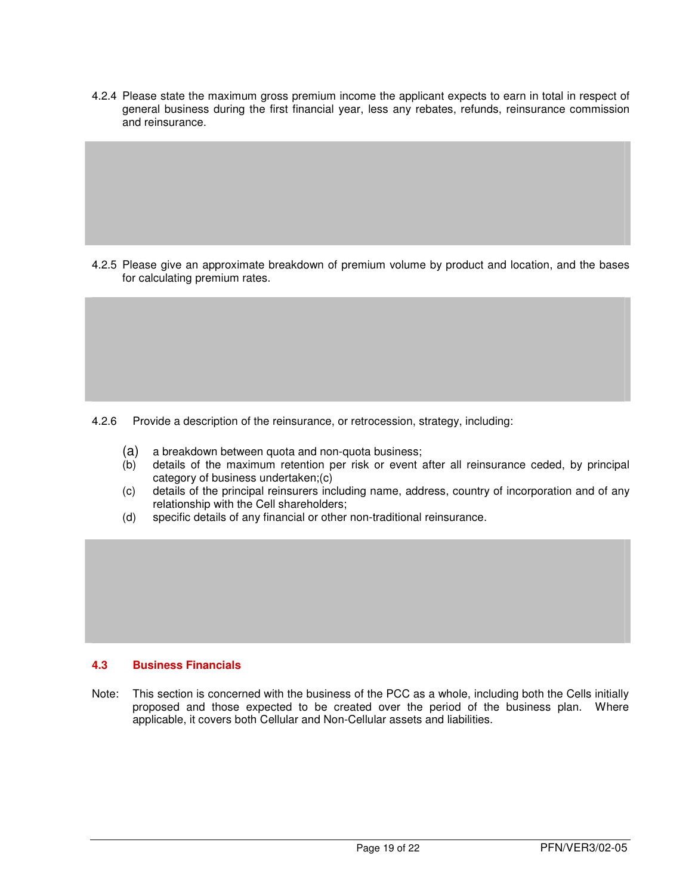4.2.4 Please state the maximum gross premium income the applicant expects to earn in total in respect of general business during the first financial year, less any rebates, refunds, reinsurance commission and reinsurance.

4.2.5 Please give an approximate breakdown of premium volume by product and location, and the bases for calculating premium rates.

4.2.6 Provide a description of the reinsurance, or retrocession, strategy, including:

(a) a breakdown between quota and non-quota business;
(b) details of the maximum retention per risk or event after all reinsurance ceded, by principal category of business undertaken;(c)
(c) details of the principal reinsurers including name, address, country of incorporation and of any relationship with the Cell shareholders;
(d) specific details of any financial or other non-traditional reinsurance.

### 4.3 Business Financials

Note: This section is concerned with the business of the PCC as a whole, including both the Cells initially proposed and those expected to be created over the period of the business plan. Where applicable, it covers both Cellular and Non-Cellular assets and liabilities.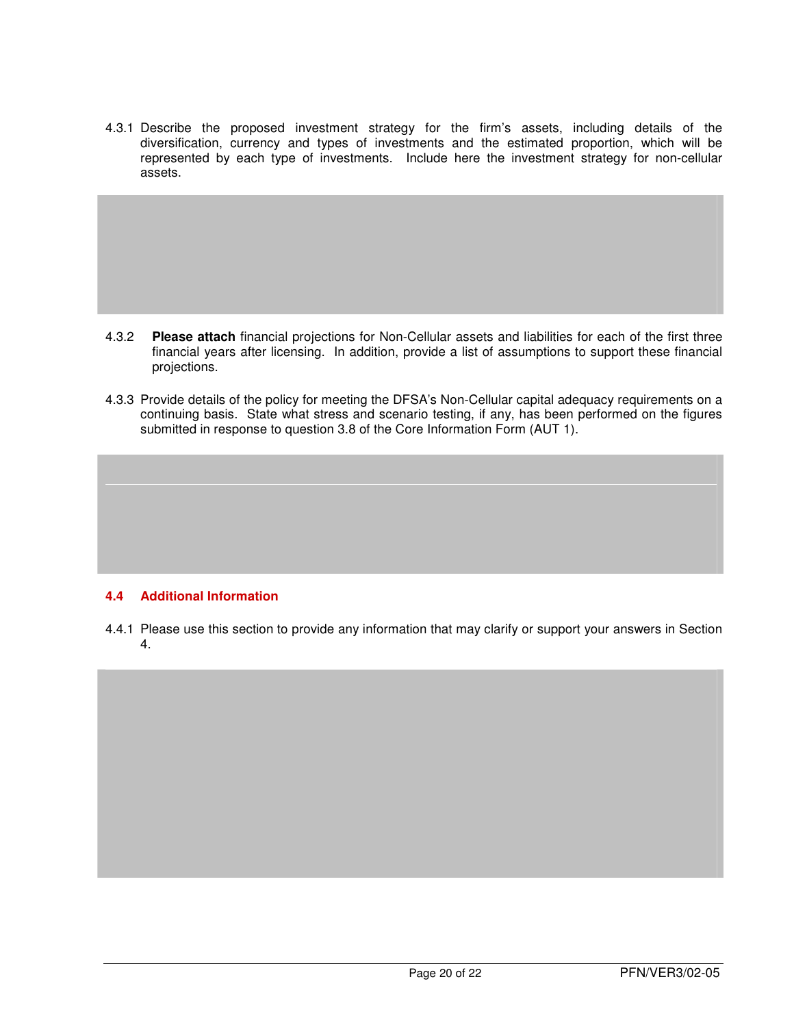4.3.1 Describe the proposed investment strategy for the firm's assets, including details of the diversification, currency and types of investments and the estimated proportion, which will be represented by each type of investments. Include here the investment strategy for non-cellular assets.

4.3.2 **Please attach** financial projections for Non-Cellular assets and liabilities for each of the first three financial years after licensing. In addition, provide a list of assumptions to support these financial projections.

4.3.3 Provide details of the policy for meeting the DFSA's Non-Cellular capital adequacy requirements on a continuing basis. State what stress and scenario testing, if any, has been performed on the figures submitted in response to question 3.8 of the Core Information Form (AUT 1).

## 4.4 Additional Information

4.4.1 Please use this section to provide any information that may clarify or support your answers in Section 4.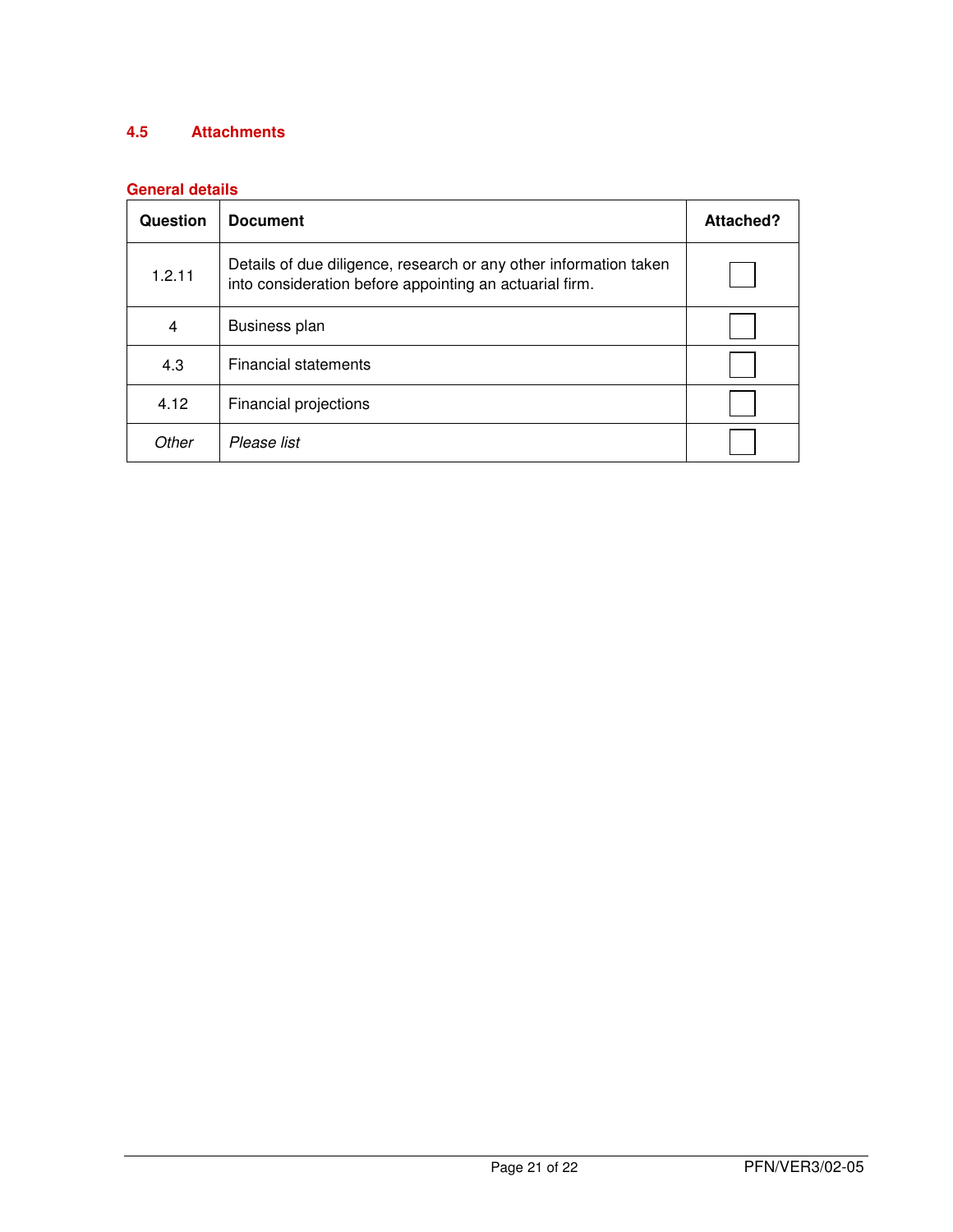## 4.5 Attachments

### General details

| Question | Document | Attached? |
|---|---|---|
| 1.2.11 | Details of due diligence, research or any other information taken into consideration before appointing an actuarial firm. | ☐ |
| 4 | Business plan | ☐ |
| 4.3 | Financial statements | ☐ |
| 4.12 | Financial projections | ☐ |
| *Other* | *Please list* | ☐ |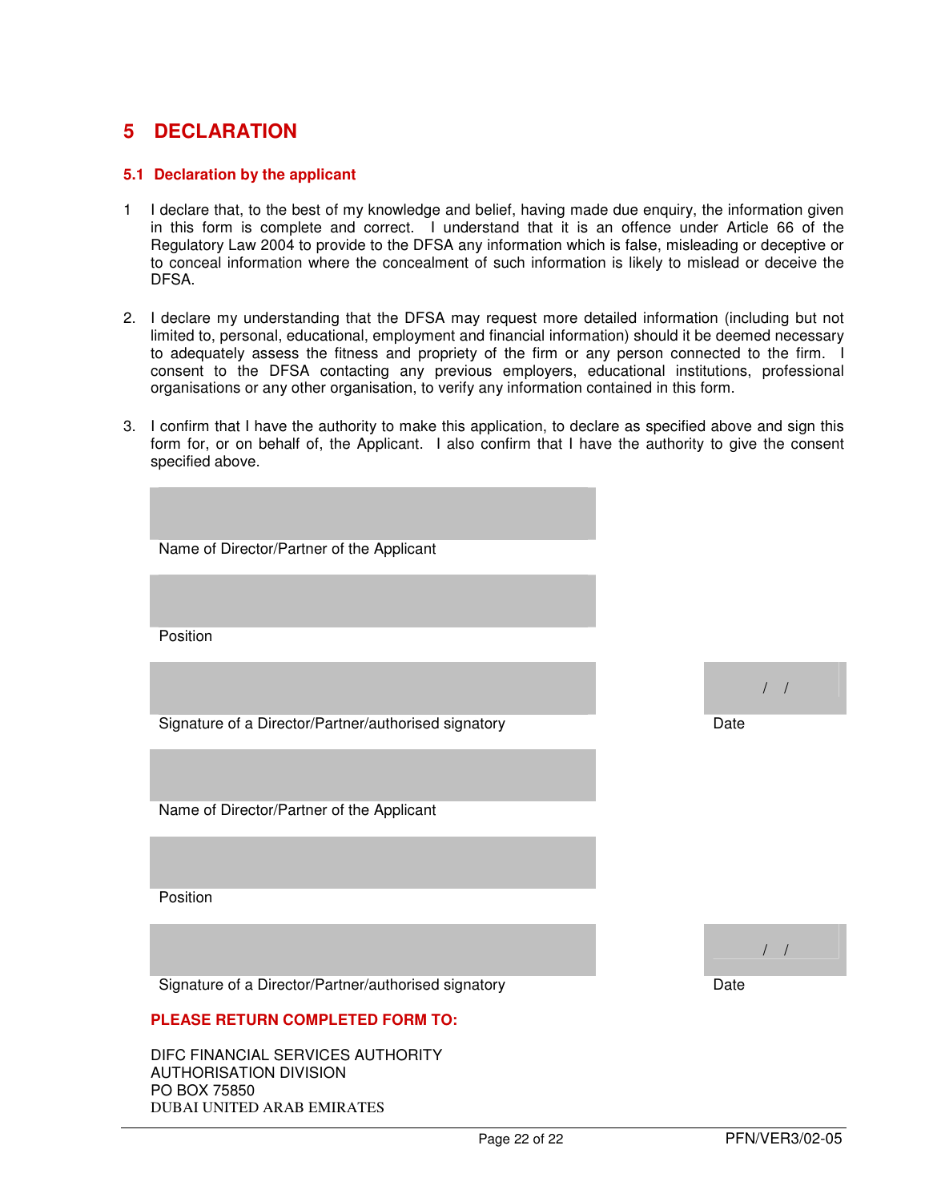# 5 DECLARATION

## 5.1 Declaration by the applicant

1 I declare that, to the best of my knowledge and belief, having made due enquiry, the information given in this form is complete and correct. I understand that it is an offence under Article 66 of the Regulatory Law 2004 to provide to the DFSA any information which is false, misleading or deceptive or to conceal information where the concealment of such information is likely to mislead or deceive the DFSA.

2. I declare my understanding that the DFSA may request more detailed information (including but not limited to, personal, educational, employment and financial information) should it be deemed necessary to adequately assess the fitness and propriety of the firm or any person connected to the firm. I consent to the DFSA contacting any previous employers, educational institutions, professional organisations or any other organisation, to verify any information contained in this form.

3. I confirm that I have the authority to make this application, to declare as specified above and sign this form for, or on behalf of, the Applicant. I also confirm that I have the authority to give the consent specified above.

Name of Director/Partner of the Applicant

Position

Signature of a Director/Partner/authorised signatory

Date: / /

Name of Director/Partner of the Applicant

Position

Signature of a Director/Partner/authorised signatory

Date: / /

**PLEASE RETURN COMPLETED FORM TO:**

DIFC FINANCIAL SERVICES AUTHORITY
AUTHORISATION DIVISION
PO BOX 75850
DUBAI UNITED ARAB EMIRATES